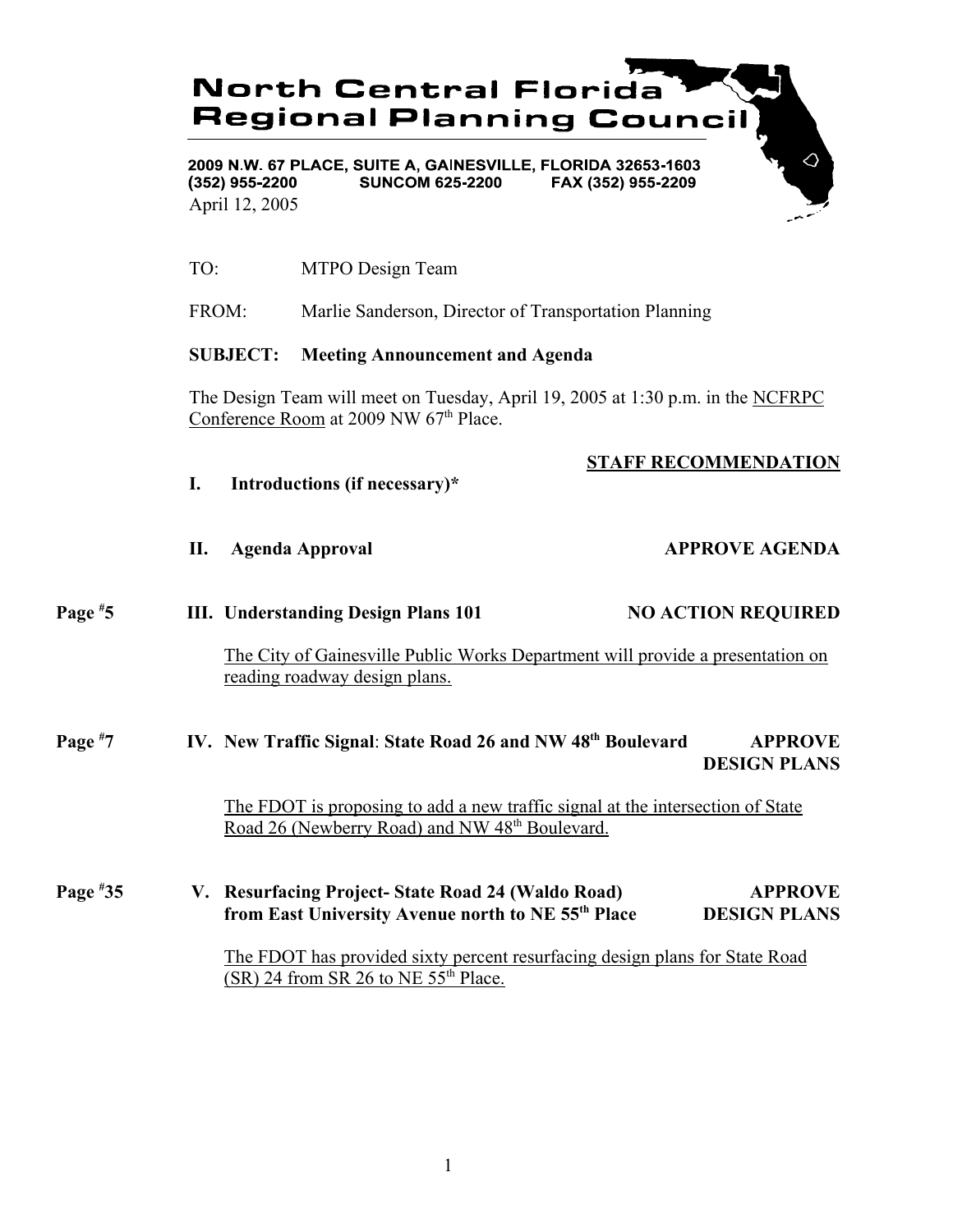# North Central Florida Regional Planning Council

2009 N.W. 67 PLACE, SUITE A, GAINESVILLE, FLORIDA 32653-1603
(352) 955-2200 SUNCOM 625-2200 FAX (352) 955-2209

April 12, 2005

TO: MTPO Design Team

FROM: Marlie Sanderson, Director of Transportation Planning

**SUBJECT: Meeting Announcement and Agenda**

The Design Team will meet on Tuesday, April 19, 2005 at 1:30 p.m. in the NCFRPC Conference Room at 2009 NW 67th Place.

**STAFF RECOMMENDATION**

**I. Introductions (if necessary)***

**II. Agenda Approval** — **APPROVE AGENDA**

Page #5 — **III. Understanding Design Plans 101** — **NO ACTION REQUIRED**

The City of Gainesville Public Works Department will provide a presentation on reading roadway design plans.

Page #7 — **IV. New Traffic Signal: State Road 26 and NW 48th Boulevard** — **APPROVE DESIGN PLANS**

The FDOT is proposing to add a new traffic signal at the intersection of State Road 26 (Newberry Road) and NW 48th Boulevard.

Page #35 — **V. Resurfacing Project- State Road 24 (Waldo Road) from East University Avenue north to NE 55th Place** — **APPROVE DESIGN PLANS**

The FDOT has provided sixty percent resurfacing design plans for State Road (SR) 24 from SR 26 to NE 55th Place.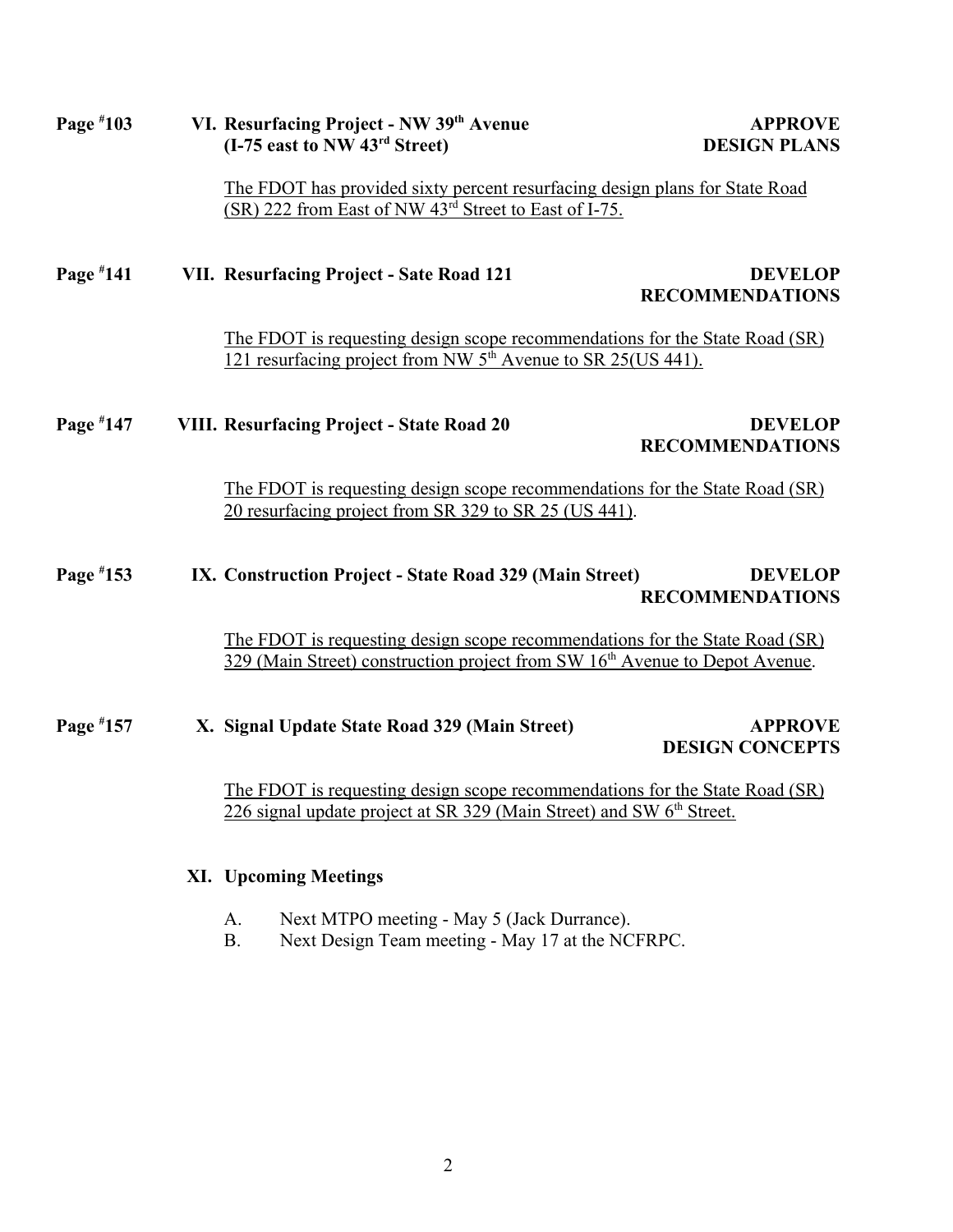**Page #103** **VI. Resurfacing Project - NW 39th Avenue (I-75 east to NW 43rd Street)** **APPROVE DESIGN PLANS**

The FDOT has provided sixty percent resurfacing design plans for State Road (SR) 222 from East of NW 43rd Street to East of I-75.

**Page #141** **VII. Resurfacing Project - Sate Road 121** **DEVELOP RECOMMENDATIONS**

The FDOT is requesting design scope recommendations for the State Road (SR) 121 resurfacing project from NW 5th Avenue to SR 25(US 441).

**Page #147** **VIII. Resurfacing Project - State Road 20** **DEVELOP RECOMMENDATIONS**

The FDOT is requesting design scope recommendations for the State Road (SR) 20 resurfacing project from SR 329 to SR 25 (US 441).

**Page #153** **IX. Construction Project - State Road 329 (Main Street)** **DEVELOP RECOMMENDATIONS**

The FDOT is requesting design scope recommendations for the State Road (SR) 329 (Main Street) construction project from SW 16th Avenue to Depot Avenue.

**Page #157** **X. Signal Update State Road 329 (Main Street)** **APPROVE DESIGN CONCEPTS**

The FDOT is requesting design scope recommendations for the State Road (SR) 226 signal update project at SR 329 (Main Street) and SW 6th Street.

**XI. Upcoming Meetings**

A. Next MTPO meeting - May 5 (Jack Durrance).
B. Next Design Team meeting - May 17 at the NCFRPC.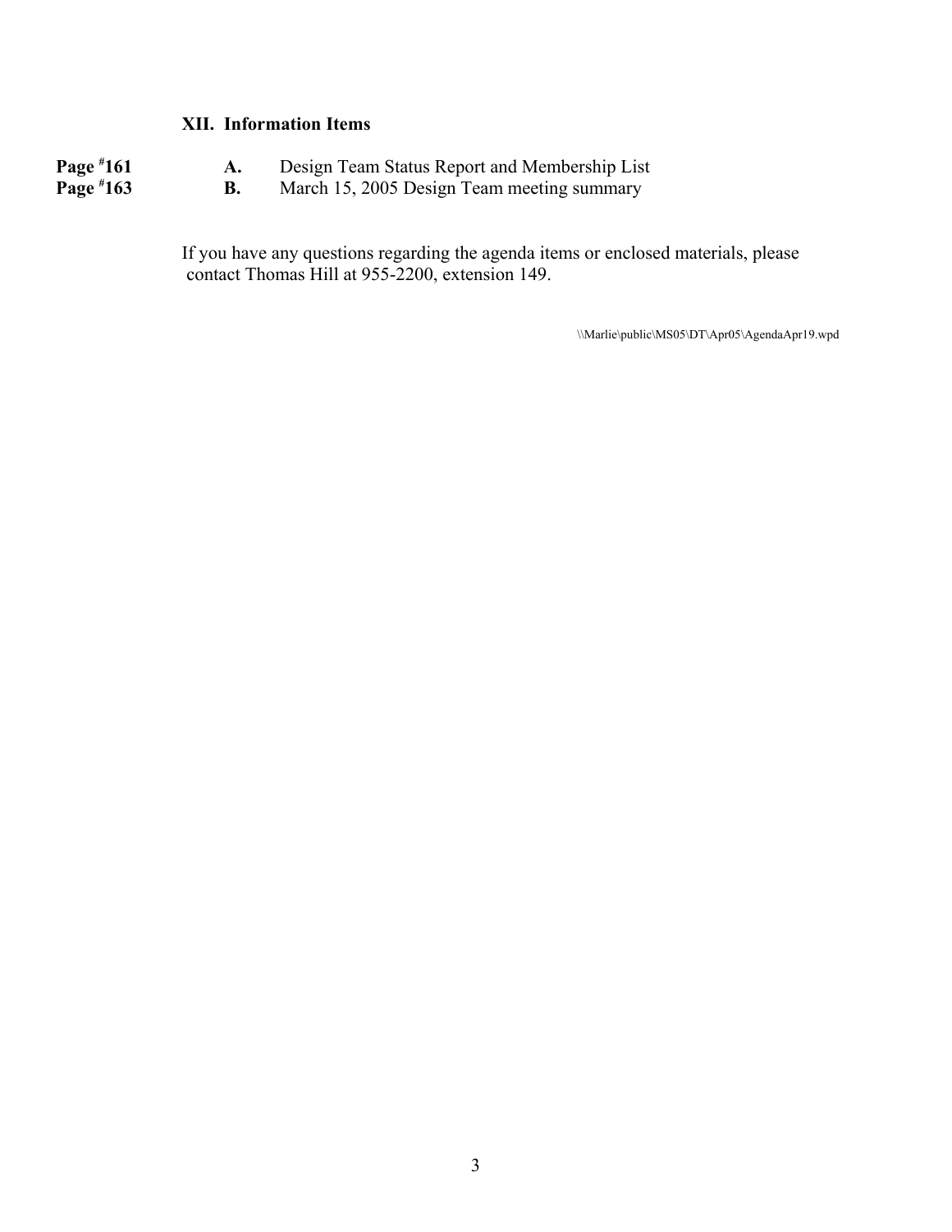## XII. Information Items

**Page #161** **A.** Design Team Status Report and Membership List

**Page #163** **B.** March 15, 2005 Design Team meeting summary

If you have any questions regarding the agenda items or enclosed materials, please contact Thomas Hill at 955-2200, extension 149.

\\Marlie\public\MS05\DT\Apr05\AgendaApr19.wpd